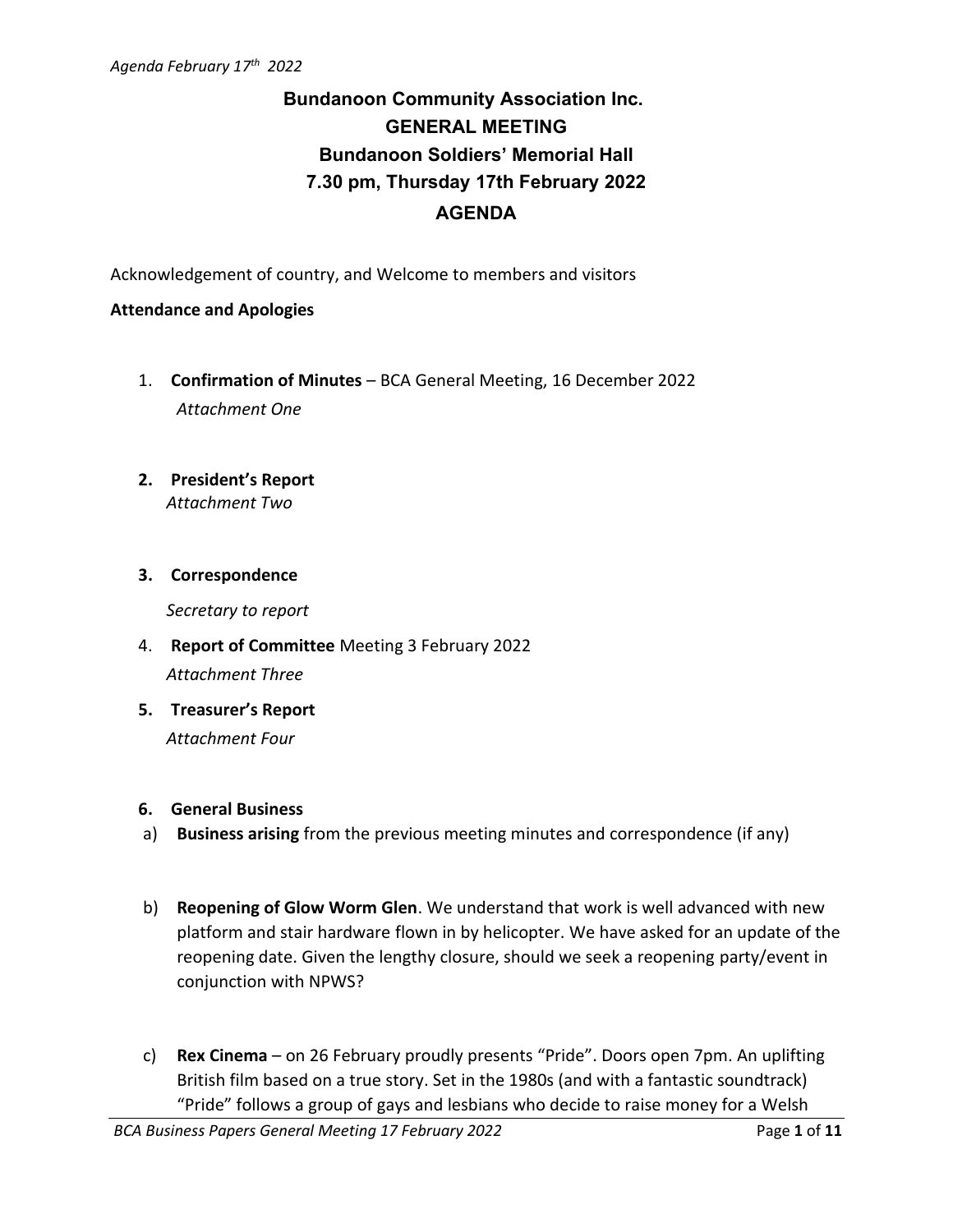*Agenda February 17th 2022*

**Bundanoon Community Association Inc.**
**GENERAL MEETING**
**Bundanoon Soldiers' Memorial Hall**
**7.30 pm, Thursday 17th February 2022**
**AGENDA**

Acknowledgement of country, and Welcome to members and visitors

**Attendance and Apologies**

1. **Confirmation of Minutes** – BCA General Meeting, 16 December 2022
   *Attachment One*

2. **President's Report**
   *Attachment Two*

3. **Correspondence**

   *Secretary to report*

4. **Report of Committee** Meeting 3 February 2022
   *Attachment Three*

5. **Treasurer's Report**
   *Attachment Four*

6. **General Business**

a) **Business arising** from the previous meeting minutes and correspondence (if any)

b) **Reopening of Glow Worm Glen**. We understand that work is well advanced with new platform and stair hardware flown in by helicopter. We have asked for an update of the reopening date. Given the lengthy closure, should we seek a reopening party/event in conjunction with NPWS?

c) **Rex Cinema** – on 26 February proudly presents "Pride". Doors open 7pm. An uplifting British film based on a true story. Set in the 1980s (and with a fantastic soundtrack) "Pride" follows a group of gays and lesbians who decide to raise money for a Welsh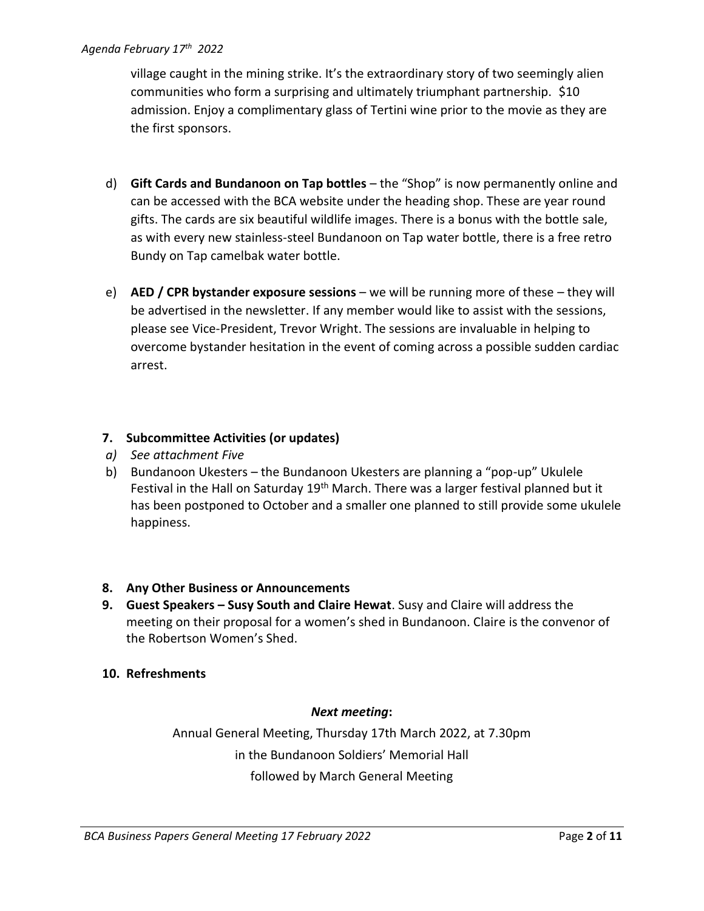village caught in the mining strike. It's the extraordinary story of two seemingly alien communities who form a surprising and ultimately triumphant partnership. $10 admission. Enjoy a complimentary glass of Tertini wine prior to the movie as they are the first sponsors.

d) **Gift Cards and Bundanoon on Tap bottles** – the "Shop" is now permanently online and can be accessed with the BCA website under the heading shop. These are year round gifts. The cards are six beautiful wildlife images. There is a bonus with the bottle sale, as with every new stainless-steel Bundanoon on Tap water bottle, there is a free retro Bundy on Tap camelbak water bottle.

e) **AED / CPR bystander exposure sessions** – we will be running more of these – they will be advertised in the newsletter. If any member would like to assist with the sessions, please see Vice-President, Trevor Wright. The sessions are invaluable in helping to overcome bystander hesitation in the event of coming across a possible sudden cardiac arrest.

**7. Subcommittee Activities (or updates)**

*a) See attachment Five*

b) Bundanoon Ukesters – the Bundanoon Ukesters are planning a "pop-up" Ukulele Festival in the Hall on Saturday 19th March. There was a larger festival planned but it has been postponed to October and a smaller one planned to still provide some ukulele happiness.

**8. Any Other Business or Announcements**

**9. Guest Speakers – Susy South and Claire Hewat**. Susy and Claire will address the meeting on their proposal for a women's shed in Bundanoon. Claire is the convenor of the Robertson Women's Shed.

**10. Refreshments**

***Next meeting*:**

Annual General Meeting, Thursday 17th March 2022, at 7.30pm
in the Bundanoon Soldiers' Memorial Hall
followed by March General Meeting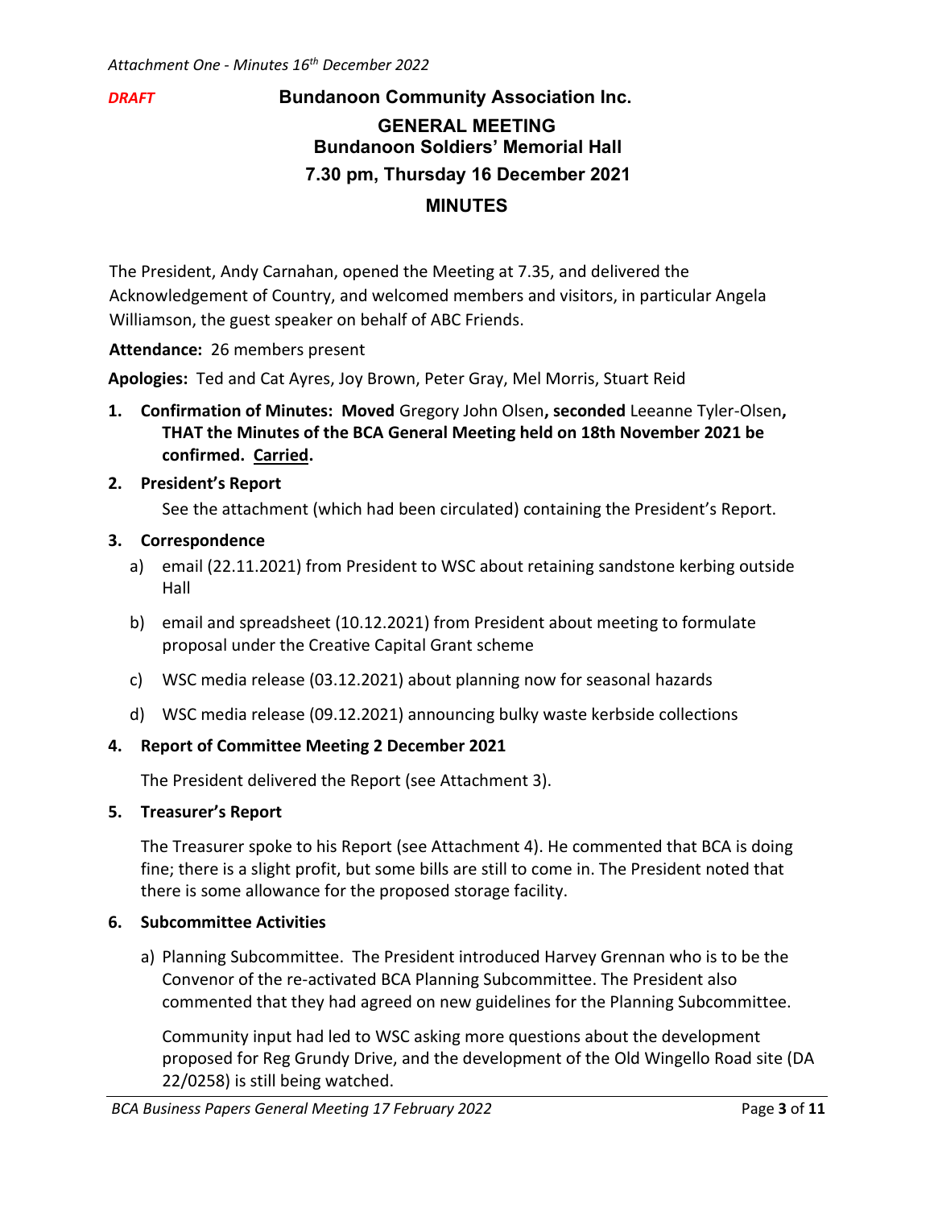*Attachment One - Minutes 16th December 2022*

***DRAFT***

# Bundanoon Community Association Inc.

## GENERAL MEETING

### Bundanoon Soldiers' Memorial Hall

### 7.30 pm, Thursday 16 December 2021

## MINUTES

The President, Andy Carnahan, opened the Meeting at 7.35, and delivered the Acknowledgement of Country, and welcomed members and visitors, in particular Angela Williamson, the guest speaker on behalf of ABC Friends.

**Attendance:** 26 members present

**Apologies:** Ted and Cat Ayres, Joy Brown, Peter Gray, Mel Morris, Stuart Reid

1. **Confirmation of Minutes: Moved** Gregory John Olsen**, seconded** Leeanne Tyler-Olsen**, THAT the Minutes of the BCA General Meeting held on 18th November 2021 be confirmed. <u>Carried</u>.**

2. **President's Report**

   See the attachment (which had been circulated) containing the President's Report.

3. **Correspondence**

   a) email (22.11.2021) from President to WSC about retaining sandstone kerbing outside Hall

   b) email and spreadsheet (10.12.2021) from President about meeting to formulate proposal under the Creative Capital Grant scheme

   c) WSC media release (03.12.2021) about planning now for seasonal hazards

   d) WSC media release (09.12.2021) announcing bulky waste kerbside collections

4. **Report of Committee Meeting 2 December 2021**

   The President delivered the Report (see Attachment 3).

5. **Treasurer's Report**

   The Treasurer spoke to his Report (see Attachment 4). He commented that BCA is doing fine; there is a slight profit, but some bills are still to come in. The President noted that there is some allowance for the proposed storage facility.

6. **Subcommittee Activities**

   a) Planning Subcommittee. The President introduced Harvey Grennan who is to be the Convenor of the re-activated BCA Planning Subcommittee. The President also commented that they had agreed on new guidelines for the Planning Subcommittee.

   Community input had led to WSC asking more questions about the development proposed for Reg Grundy Drive, and the development of the Old Wingello Road site (DA 22/0258) is still being watched.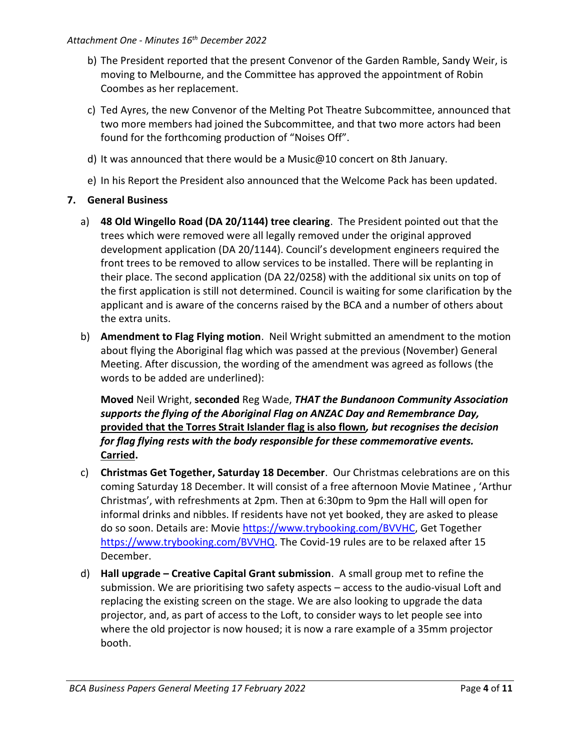*Attachment One - Minutes 16th December 2022*

b) The President reported that the present Convenor of the Garden Ramble, Sandy Weir, is moving to Melbourne, and the Committee has approved the appointment of Robin Coombes as her replacement.

c) Ted Ayres, the new Convenor of the Melting Pot Theatre Subcommittee, announced that two more members had joined the Subcommittee, and that two more actors had been found for the forthcoming production of "Noises Off".

d) It was announced that there would be a Music@10 concert on 8th January.

e) In his Report the President also announced that the Welcome Pack has been updated.

**7. General Business**

a) **48 Old Wingello Road (DA 20/1144) tree clearing**. The President pointed out that the trees which were removed were all legally removed under the original approved development application (DA 20/1144). Council's development engineers required the front trees to be removed to allow services to be installed. There will be replanting in their place. The second application (DA 22/0258) with the additional six units on top of the first application is still not determined. Council is waiting for some clarification by the applicant and is aware of the concerns raised by the BCA and a number of others about the extra units.

b) **Amendment to Flag Flying motion**. Neil Wright submitted an amendment to the motion about flying the Aboriginal flag which was passed at the previous (November) General Meeting. After discussion, the wording of the amendment was agreed as follows (the words to be added are underlined):

**Moved** Neil Wright, **seconded** Reg Wade, ***THAT the Bundanoon Community Association supports the flying of the Aboriginal Flag on ANZAC Day and Remembrance Day,*** <u>**provided that the Torres Strait Islander flag is also flown**</u>***, but recognises the decision for flag flying rests with the body responsible for these commemorative events.*** <u>**Carried**</u>**.**

c) **Christmas Get Together, Saturday 18 December**. Our Christmas celebrations are on this coming Saturday 18 December. It will consist of a free afternoon Movie Matinee , 'Arthur Christmas', with refreshments at 2pm. Then at 6:30pm to 9pm the Hall will open for informal drinks and nibbles. If residents have not yet booked, they are asked to please do so soon. Details are: Movie https://www.trybooking.com/BVVHC, Get Together https://www.trybooking.com/BVVHQ. The Covid-19 rules are to be relaxed after 15 December.

d) **Hall upgrade – Creative Capital Grant submission**. A small group met to refine the submission. We are prioritising two safety aspects – access to the audio-visual Loft and replacing the existing screen on the stage. We are also looking to upgrade the data projector, and, as part of access to the Loft, to consider ways to let people see into where the old projector is now housed; it is now a rare example of a 35mm projector booth.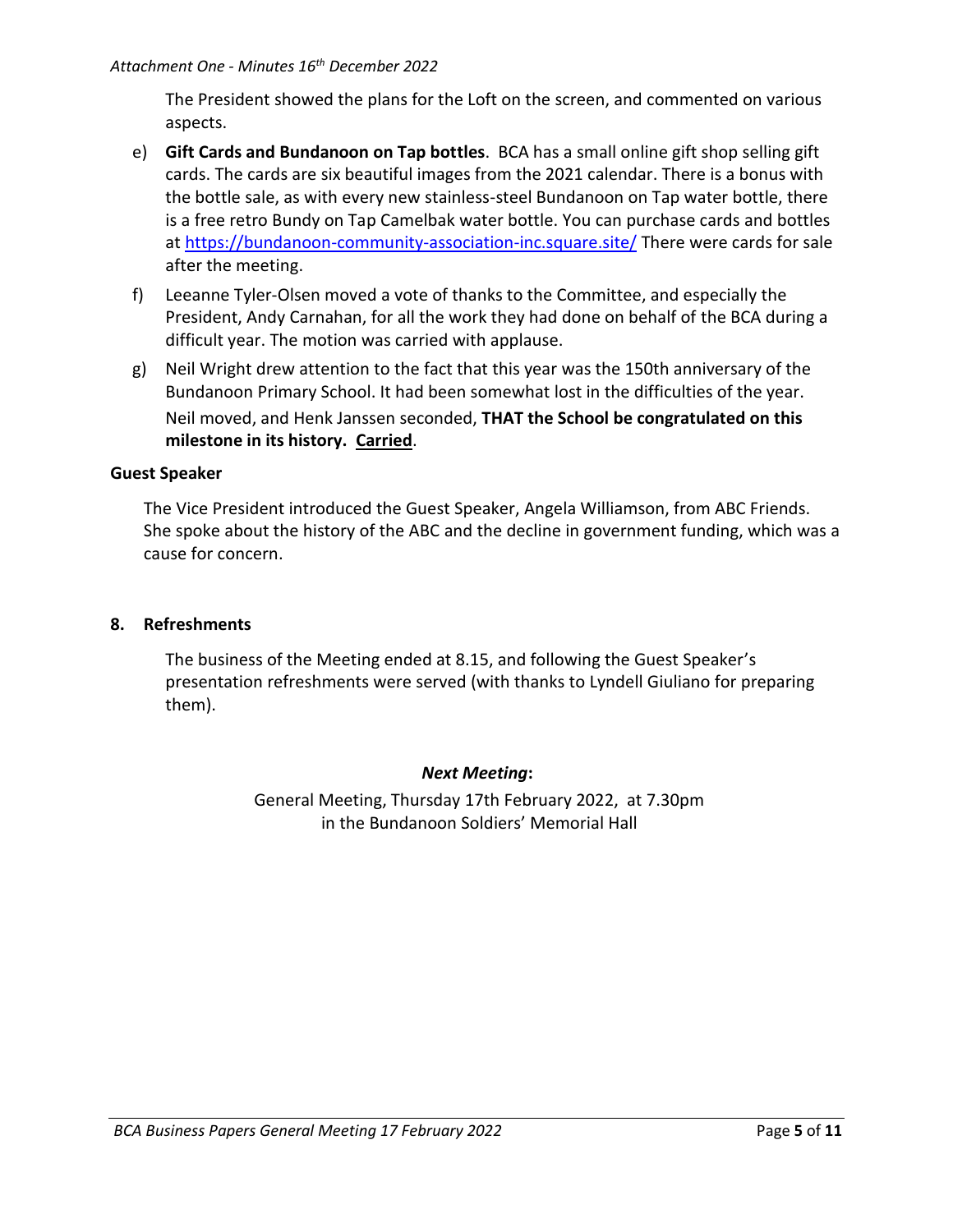The President showed the plans for the Loft on the screen, and commented on various aspects.

e) **Gift Cards and Bundanoon on Tap bottles**. BCA has a small online gift shop selling gift cards. The cards are six beautiful images from the 2021 calendar. There is a bonus with the bottle sale, as with every new stainless-steel Bundanoon on Tap water bottle, there is a free retro Bundy on Tap Camelbak water bottle. You can purchase cards and bottles at https://bundanoon-community-association-inc.square.site/ There were cards for sale after the meeting.

f) Leeanne Tyler-Olsen moved a vote of thanks to the Committee, and especially the President, Andy Carnahan, for all the work they had done on behalf of the BCA during a difficult year. The motion was carried with applause.

g) Neil Wright drew attention to the fact that this year was the 150th anniversary of the Bundanoon Primary School. It had been somewhat lost in the difficulties of the year. Neil moved, and Henk Janssen seconded, **THAT the School be congratulated on this milestone in its history. Carried**.

**Guest Speaker**

The Vice President introduced the Guest Speaker, Angela Williamson, from ABC Friends. She spoke about the history of the ABC and the decline in government funding, which was a cause for concern.

## 8. Refreshments

The business of the Meeting ended at 8.15, and following the Guest Speaker's presentation refreshments were served (with thanks to Lyndell Giuliano for preparing them).

***Next Meeting*:**

General Meeting, Thursday 17th February 2022, at 7.30pm
in the Bundanoon Soldiers' Memorial Hall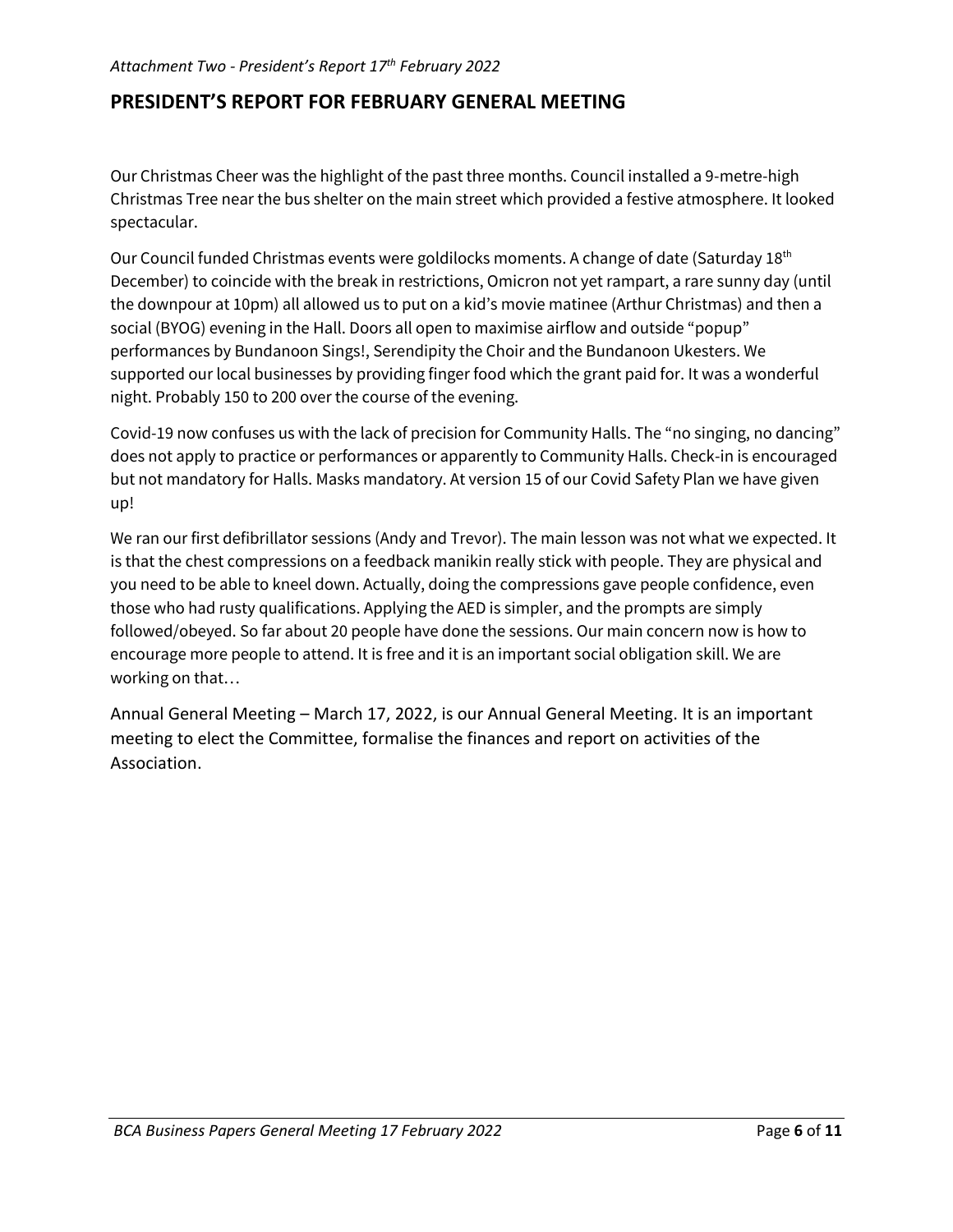*Attachment Two - President's Report 17th February 2022*

## PRESIDENT'S REPORT FOR FEBRUARY GENERAL MEETING

Our Christmas Cheer was the highlight of the past three months. Council installed a 9-metre-high Christmas Tree near the bus shelter on the main street which provided a festive atmosphere. It looked spectacular.

Our Council funded Christmas events were goldilocks moments. A change of date (Saturday 18th December) to coincide with the break in restrictions, Omicron not yet rampart, a rare sunny day (until the downpour at 10pm) all allowed us to put on a kid's movie matinee (Arthur Christmas) and then a social (BYOG) evening in the Hall. Doors all open to maximise airflow and outside "popup" performances by Bundanoon Sings!, Serendipity the Choir and the Bundanoon Ukesters. We supported our local businesses by providing finger food which the grant paid for. It was a wonderful night. Probably 150 to 200 over the course of the evening.

Covid-19 now confuses us with the lack of precision for Community Halls. The "no singing, no dancing" does not apply to practice or performances or apparently to Community Halls. Check-in is encouraged but not mandatory for Halls. Masks mandatory. At version 15 of our Covid Safety Plan we have given up!

We ran our first defibrillator sessions (Andy and Trevor). The main lesson was not what we expected. It is that the chest compressions on a feedback manikin really stick with people. They are physical and you need to be able to kneel down. Actually, doing the compressions gave people confidence, even those who had rusty qualifications. Applying the AED is simpler, and the prompts are simply followed/obeyed. So far about 20 people have done the sessions. Our main concern now is how to encourage more people to attend. It is free and it is an important social obligation skill. We are working on that…

Annual General Meeting – March 17, 2022, is our Annual General Meeting. It is an important meeting to elect the Committee, formalise the finances and report on activities of the Association.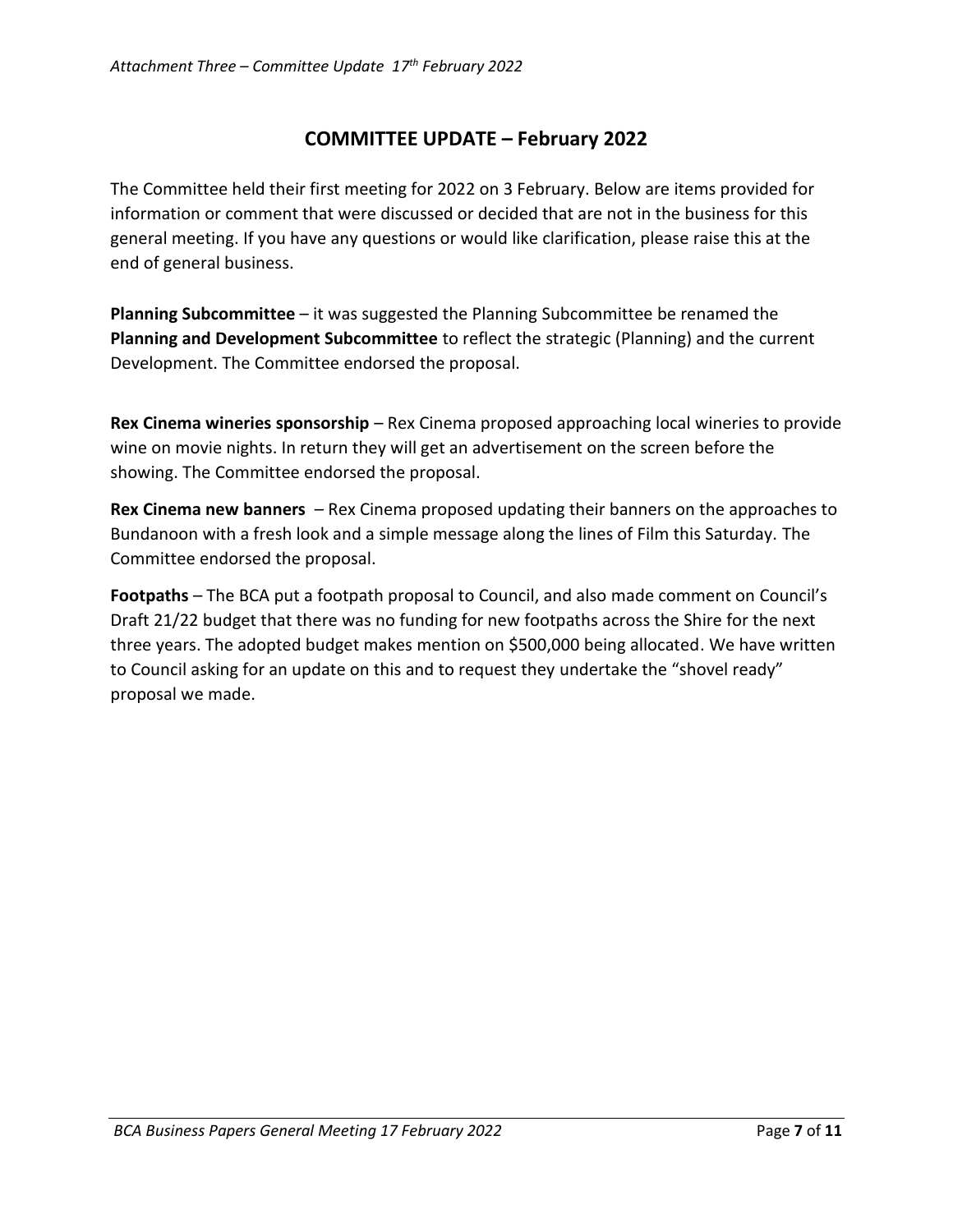*Attachment Three – Committee Update 17th February 2022*

## COMMITTEE UPDATE – February 2022

The Committee held their first meeting for 2022 on 3 February. Below are items provided for information or comment that were discussed or decided that are not in the business for this general meeting. If you have any questions or would like clarification, please raise this at the end of general business.

**Planning Subcommittee** – it was suggested the Planning Subcommittee be renamed the **Planning and Development Subcommittee** to reflect the strategic (Planning) and the current Development. The Committee endorsed the proposal.

**Rex Cinema wineries sponsorship** – Rex Cinema proposed approaching local wineries to provide wine on movie nights. In return they will get an advertisement on the screen before the showing. The Committee endorsed the proposal.

**Rex Cinema new banners** – Rex Cinema proposed updating their banners on the approaches to Bundanoon with a fresh look and a simple message along the lines of Film this Saturday. The Committee endorsed the proposal.

**Footpaths** – The BCA put a footpath proposal to Council, and also made comment on Council's Draft 21/22 budget that there was no funding for new footpaths across the Shire for the next three years. The adopted budget makes mention on $500,000 being allocated. We have written to Council asking for an update on this and to request they undertake the "shovel ready" proposal we made.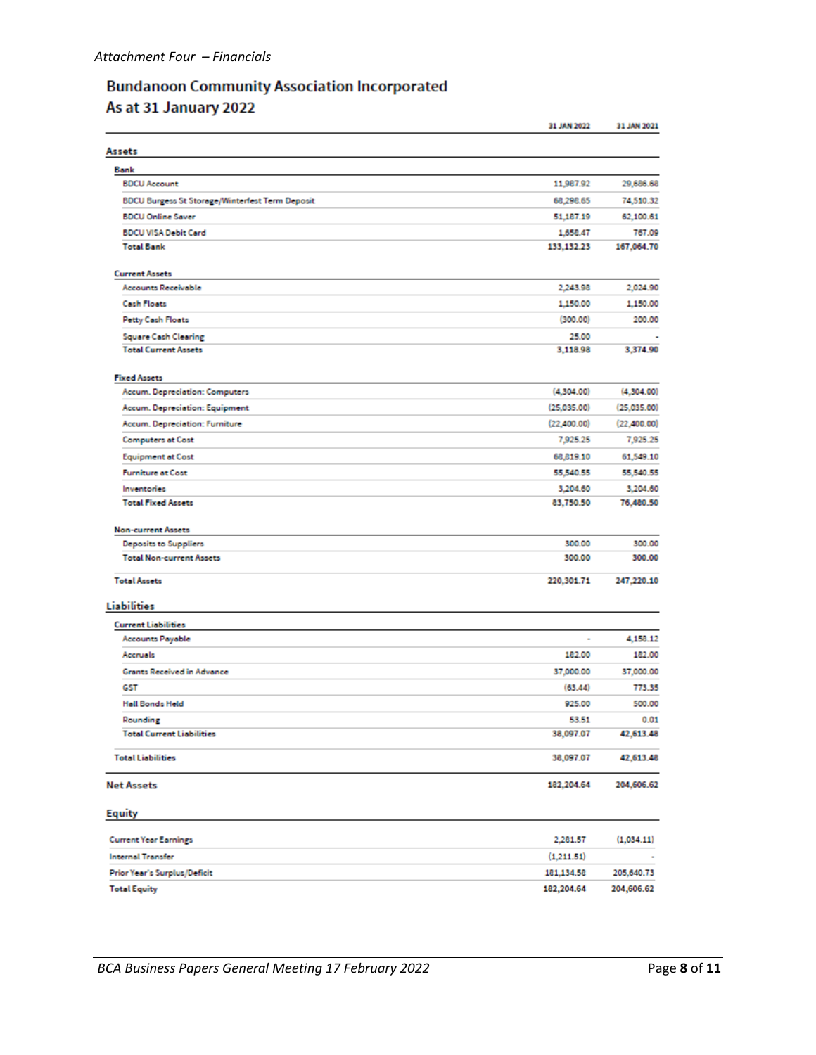*Attachment Four – Financials*

## Bundanoon Community Association Incorporated
## As at 31 January 2022

| | 31 JAN 2022 | 31 JAN 2021 |
|---|---|---|
| **Assets** | | |
| **Bank** | | |
| BDCU Account | 11,987.92 | 29,686.68 |
| BDCU Burgess St Storage/Winterfest Term Deposit | 68,298.65 | 74,510.32 |
| BDCU Online Saver | 51,187.19 | 62,100.61 |
| BDCU VISA Debit Card | 1,658.47 | 767.09 |
| **Total Bank** | **133,132.23** | **167,064.70** |
| **Current Assets** | | |
| Accounts Receivable | 2,243.98 | 2,024.90 |
| Cash Floats | 1,150.00 | 1,150.00 |
| Petty Cash Floats | (300.00) | 200.00 |
| Square Cash Clearing | 25.00 | - |
| **Total Current Assets** | **3,118.98** | **3,374.90** |
| **Fixed Assets** | | |
| Accum. Depreciation: Computers | (4,304.00) | (4,304.00) |
| Accum. Depreciation: Equipment | (25,035.00) | (25,035.00) |
| Accum. Depreciation: Furniture | (22,400.00) | (22,400.00) |
| Computers at Cost | 7,925.25 | 7,925.25 |
| Equipment at Cost | 68,819.10 | 61,549.10 |
| Furniture at Cost | 55,540.55 | 55,540.55 |
| Inventories | 3,204.60 | 3,204.60 |
| **Total Fixed Assets** | **83,750.50** | **76,480.50** |
| **Non-current Assets** | | |
| Deposits to Suppliers | 300.00 | 300.00 |
| **Total Non-current Assets** | **300.00** | **300.00** |
| **Total Assets** | **220,301.71** | **247,220.10** |
| **Liabilities** | | |
| **Current Liabilities** | | |
| Accounts Payable | - | 4,158.12 |
| Accruals | 182.00 | 182.00 |
| Grants Received in Advance | 37,000.00 | 37,000.00 |
| GST | (63.44) | 773.35 |
| Hall Bonds Held | 925.00 | 500.00 |
| Rounding | 53.51 | 0.01 |
| **Total Current Liabilities** | **38,097.07** | **42,613.48** |
| **Total Liabilities** | **38,097.07** | **42,613.48** |
| **Net Assets** | **182,204.64** | **204,606.62** |
| **Equity** | | |
| Current Year Earnings | 2,281.57 | (1,034.11) |
| Internal Transfer | (1,211.51) | - |
| Prior Year's Surplus/Deficit | 181,134.58 | 205,640.73 |
| **Total Equity** | **182,204.64** | **204,606.62** |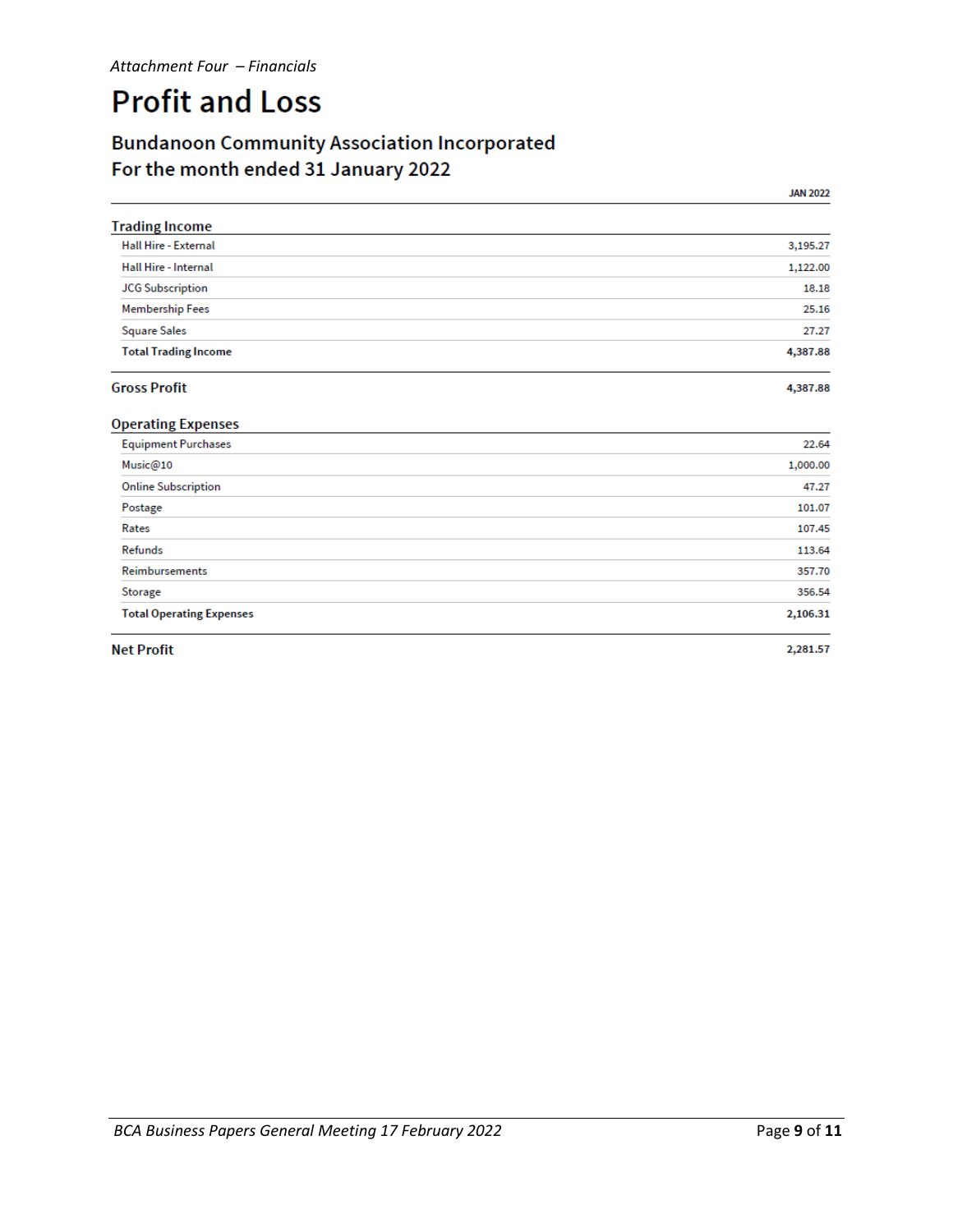*Attachment Four – Financials*

# Profit and Loss

## Bundanoon Community Association Incorporated
## For the month ended 31 January 2022

| | JAN 2022 |
|---|---|
| **Trading Income** | |
| Hall Hire - External | 3,195.27 |
| Hall Hire - Internal | 1,122.00 |
| JCG Subscription | 18.18 |
| Membership Fees | 25.16 |
| Square Sales | 27.27 |
| **Total Trading Income** | **4,387.88** |
| **Gross Profit** | **4,387.88** |
| **Operating Expenses** | |
| Equipment Purchases | 22.64 |
| Music@10 | 1,000.00 |
| Online Subscription | 47.27 |
| Postage | 101.07 |
| Rates | 107.45 |
| Refunds | 113.64 |
| Reimbursements | 357.70 |
| Storage | 356.54 |
| **Total Operating Expenses** | **2,106.31** |
| **Net Profit** | **2,281.57** |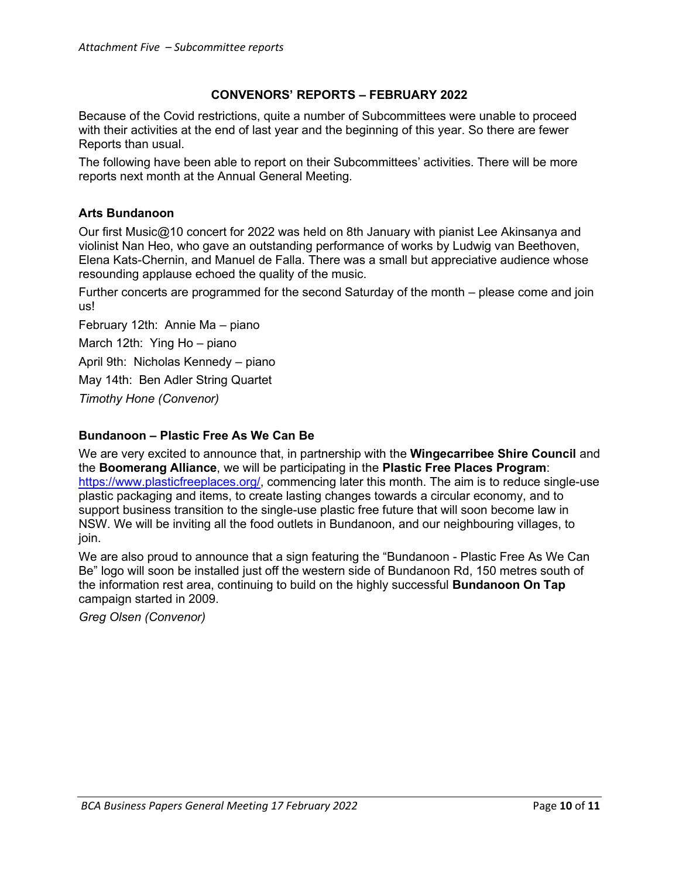*Attachment Five – Subcommittee reports*

## CONVENORS' REPORTS – FEBRUARY 2022

Because of the Covid restrictions, quite a number of Subcommittees were unable to proceed with their activities at the end of last year and the beginning of this year. So there are fewer Reports than usual.

The following have been able to report on their Subcommittees' activities. There will be more reports next month at the Annual General Meeting.

### Arts Bundanoon

Our first Music@10 concert for 2022 was held on 8th January with pianist Lee Akinsanya and violinist Nan Heo, who gave an outstanding performance of works by Ludwig van Beethoven, Elena Kats-Chernin, and Manuel de Falla. There was a small but appreciative audience whose resounding applause echoed the quality of the music.

Further concerts are programmed for the second Saturday of the month – please come and join us!

February 12th: Annie Ma – piano

March 12th: Ying Ho – piano

April 9th: Nicholas Kennedy – piano

May 14th: Ben Adler String Quartet

*Timothy Hone (Convenor)*

### Bundanoon – Plastic Free As We Can Be

We are very excited to announce that, in partnership with the **Wingecarribee Shire Council** and the **Boomerang Alliance**, we will be participating in the **Plastic Free Places Program**: https://www.plasticfreeplaces.org/, commencing later this month. The aim is to reduce single-use plastic packaging and items, to create lasting changes towards a circular economy, and to support business transition to the single-use plastic free future that will soon become law in NSW. We will be inviting all the food outlets in Bundanoon, and our neighbouring villages, to join.

We are also proud to announce that a sign featuring the "Bundanoon - Plastic Free As We Can Be" logo will soon be installed just off the western side of Bundanoon Rd, 150 metres south of the information rest area, continuing to build on the highly successful **Bundanoon On Tap** campaign started in 2009.

*Greg Olsen (Convenor)*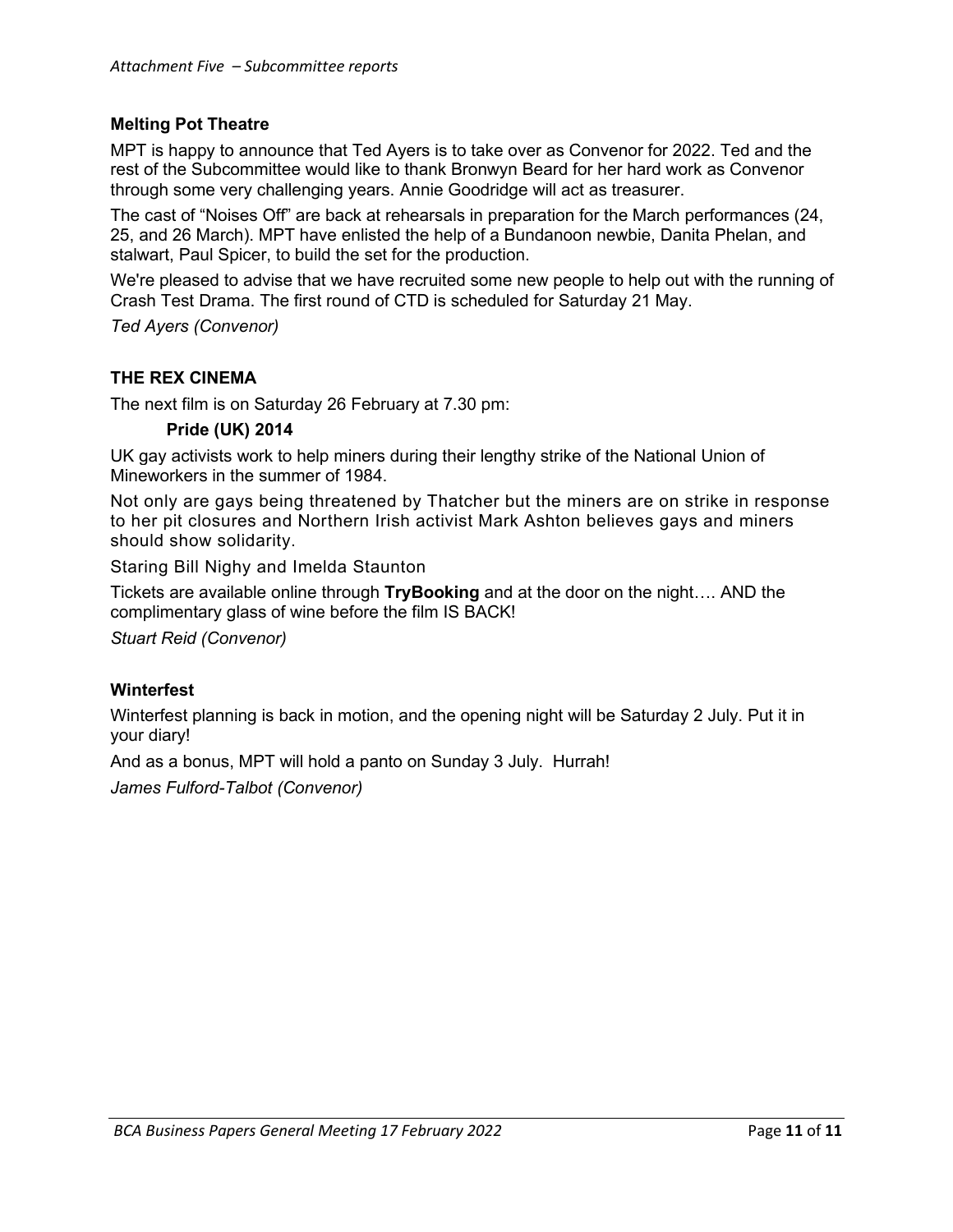*Attachment Five – Subcommittee reports*

### Melting Pot Theatre

MPT is happy to announce that Ted Ayers is to take over as Convenor for 2022. Ted and the rest of the Subcommittee would like to thank Bronwyn Beard for her hard work as Convenor through some very challenging years. Annie Goodridge will act as treasurer.

The cast of "Noises Off" are back at rehearsals in preparation for the March performances (24, 25, and 26 March). MPT have enlisted the help of a Bundanoon newbie, Danita Phelan, and stalwart, Paul Spicer, to build the set for the production.

We're pleased to advise that we have recruited some new people to help out with the running of Crash Test Drama. The first round of CTD is scheduled for Saturday 21 May.

*Ted Ayers (Convenor)*

### THE REX CINEMA

The next film is on Saturday 26 February at 7.30 pm:

**Pride (UK) 2014**

UK gay activists work to help miners during their lengthy strike of the National Union of Mineworkers in the summer of 1984.

Not only are gays being threatened by Thatcher but the miners are on strike in response to her pit closures and Northern Irish activist Mark Ashton believes gays and miners should show solidarity.

Staring Bill Nighy and Imelda Staunton

Tickets are available online through **TryBooking** and at the door on the night…. AND the complimentary glass of wine before the film IS BACK!

*Stuart Reid (Convenor)*

### Winterfest

Winterfest planning is back in motion, and the opening night will be Saturday 2 July. Put it in your diary!

And as a bonus, MPT will hold a panto on Sunday 3 July. Hurrah!

*James Fulford-Talbot (Convenor)*